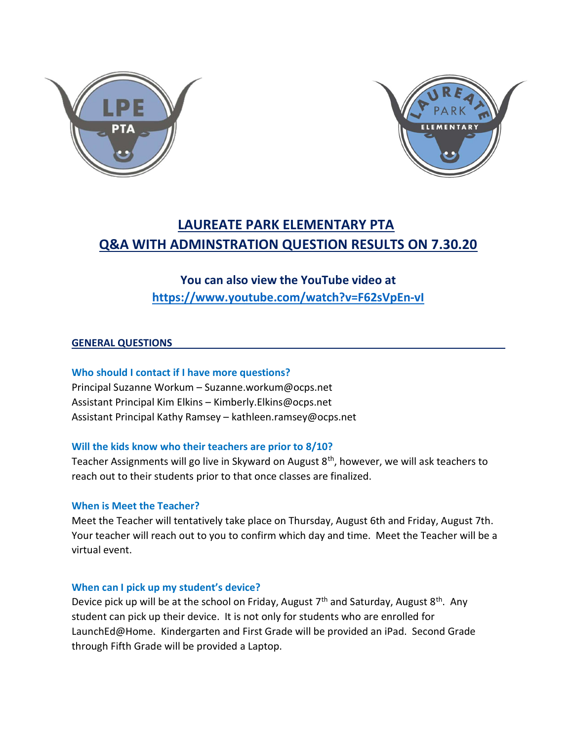# LAUREATE PARK ELEMENTARY PTA
# Q&A WITH ADMINSTRATION QUESTION RESULTS ON 7.30.20

**You can also view the YouTube video at**
**https://www.youtube.com/watch?v=F62sVpEn-vI**

## GENERAL QUESTIONS

### Who should I contact if I have more questions?

Principal Suzanne Workum – Suzanne.workum@ocps.net
Assistant Principal Kim Elkins – Kimberly.Elkins@ocps.net
Assistant Principal Kathy Ramsey – kathleen.ramsey@ocps.net

### Will the kids know who their teachers are prior to 8/10?

Teacher Assignments will go live in Skyward on August 8th, however, we will ask teachers to reach out to their students prior to that once classes are finalized.

### When is Meet the Teacher?

Meet the Teacher will tentatively take place on Thursday, August 6th and Friday, August 7th. Your teacher will reach out to you to confirm which day and time. Meet the Teacher will be a virtual event.

### When can I pick up my student's device?

Device pick up will be at the school on Friday, August 7th and Saturday, August 8th. Any student can pick up their device. It is not only for students who are enrolled for LaunchEd@Home. Kindergarten and First Grade will be provided an iPad. Second Grade through Fifth Grade will be provided a Laptop.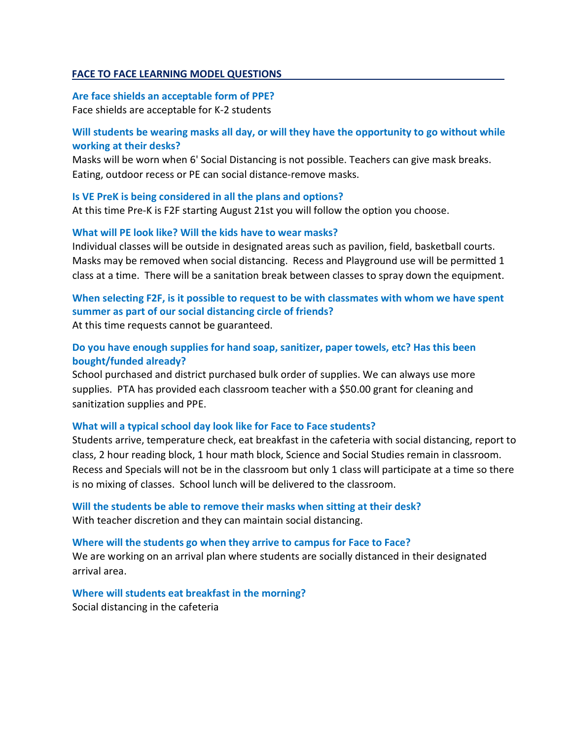## FACE TO FACE LEARNING MODEL QUESTIONS

**Are face shields an acceptable form of PPE?**
Face shields are acceptable for K-2 students

**Will students be wearing masks all day, or will they have the opportunity to go without while working at their desks?**
Masks will be worn when 6' Social Distancing is not possible. Teachers can give mask breaks. Eating, outdoor recess or PE can social distance-remove masks.

**Is VE PreK is being considered in all the plans and options?**
At this time Pre-K is F2F starting August 21st you will follow the option you choose.

**What will PE look like? Will the kids have to wear masks?**
Individual classes will be outside in designated areas such as pavilion, field, basketball courts. Masks may be removed when social distancing. Recess and Playground use will be permitted 1 class at a time. There will be a sanitation break between classes to spray down the equipment.

**When selecting F2F, is it possible to request to be with classmates with whom we have spent summer as part of our social distancing circle of friends?**
At this time requests cannot be guaranteed.

**Do you have enough supplies for hand soap, sanitizer, paper towels, etc? Has this been bought/funded already?**
School purchased and district purchased bulk order of supplies. We can always use more supplies. PTA has provided each classroom teacher with a $50.00 grant for cleaning and sanitization supplies and PPE.

**What will a typical school day look like for Face to Face students?**
Students arrive, temperature check, eat breakfast in the cafeteria with social distancing, report to class, 2 hour reading block, 1 hour math block, Science and Social Studies remain in classroom. Recess and Specials will not be in the classroom but only 1 class will participate at a time so there is no mixing of classes. School lunch will be delivered to the classroom.

**Will the students be able to remove their masks when sitting at their desk?**
With teacher discretion and they can maintain social distancing.

**Where will the students go when they arrive to campus for Face to Face?**
We are working on an arrival plan where students are socially distanced in their designated arrival area.

**Where will students eat breakfast in the morning?**
Social distancing in the cafeteria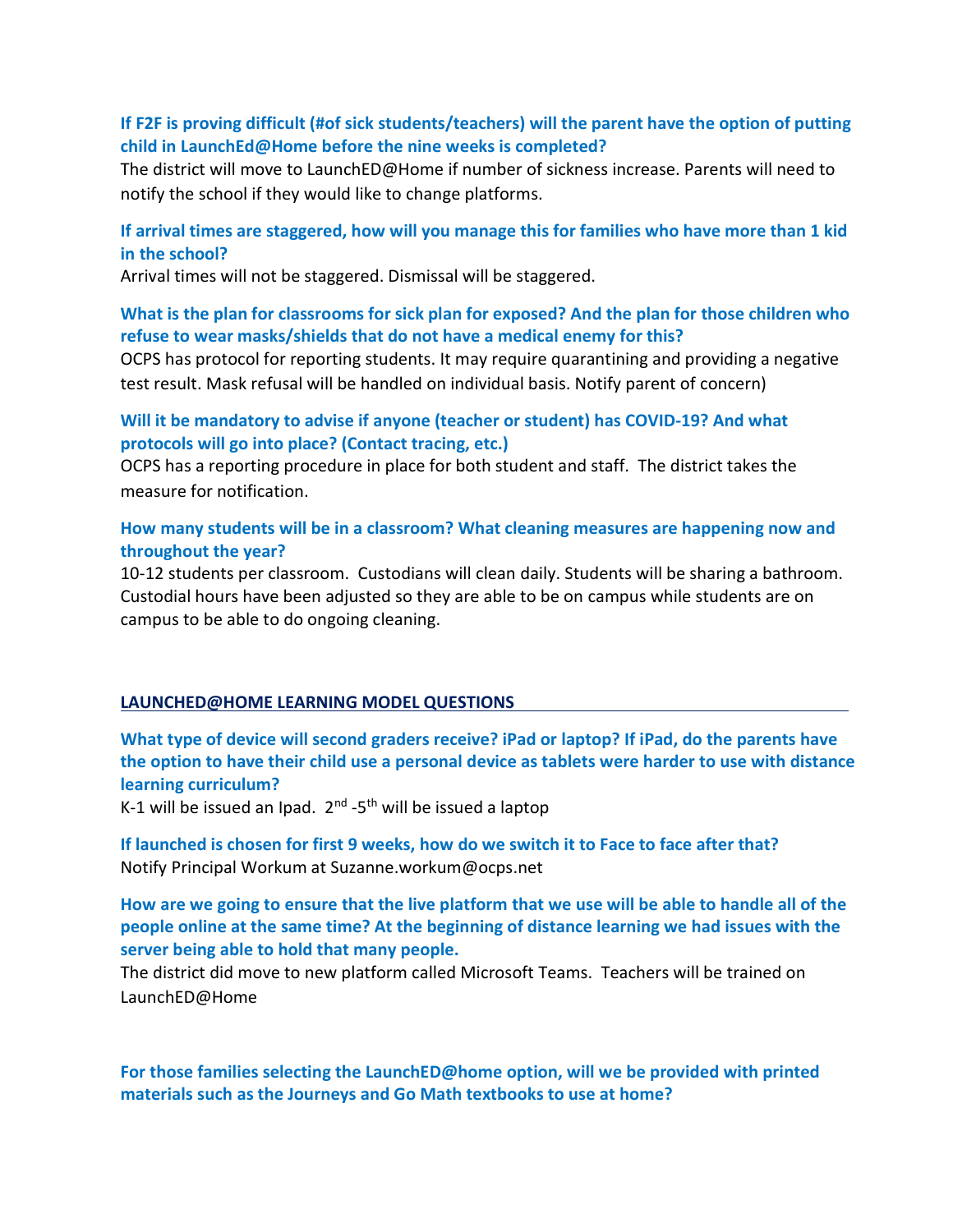**If F2F is proving difficult (#of sick students/teachers) will the parent have the option of putting child in LaunchEd@Home before the nine weeks is completed?**

The district will move to LaunchED@Home if number of sickness increase. Parents will need to notify the school if they would like to change platforms.

**If arrival times are staggered, how will you manage this for families who have more than 1 kid in the school?**

Arrival times will not be staggered. Dismissal will be staggered.

**What is the plan for classrooms for sick plan for exposed? And the plan for those children who refuse to wear masks/shields that do not have a medical enemy for this?**

OCPS has protocol for reporting students. It may require quarantining and providing a negative test result. Mask refusal will be handled on individual basis. Notify parent of concern)

**Will it be mandatory to advise if anyone (teacher or student) has COVID-19? And what protocols will go into place? (Contact tracing, etc.)**

OCPS has a reporting procedure in place for both student and staff. The district takes the measure for notification.

**How many students will be in a classroom? What cleaning measures are happening now and throughout the year?**

10-12 students per classroom. Custodians will clean daily. Students will be sharing a bathroom. Custodial hours have been adjusted so they are able to be on campus while students are on campus to be able to do ongoing cleaning.

## LAUNCHED@HOME LEARNING MODEL QUESTIONS

**What type of device will second graders receive? iPad or laptop? If iPad, do the parents have the option to have their child use a personal device as tablets were harder to use with distance learning curriculum?**

K-1 will be issued an Ipad. 2nd -5th will be issued a laptop

**If launched is chosen for first 9 weeks, how do we switch it to Face to face after that?**

Notify Principal Workum at Suzanne.workum@ocps.net

**How are we going to ensure that the live platform that we use will be able to handle all of the people online at the same time? At the beginning of distance learning we had issues with the server being able to hold that many people.**

The district did move to new platform called Microsoft Teams. Teachers will be trained on LaunchED@Home

**For those families selecting the LaunchED@home option, will we be provided with printed materials such as the Journeys and Go Math textbooks to use at home?**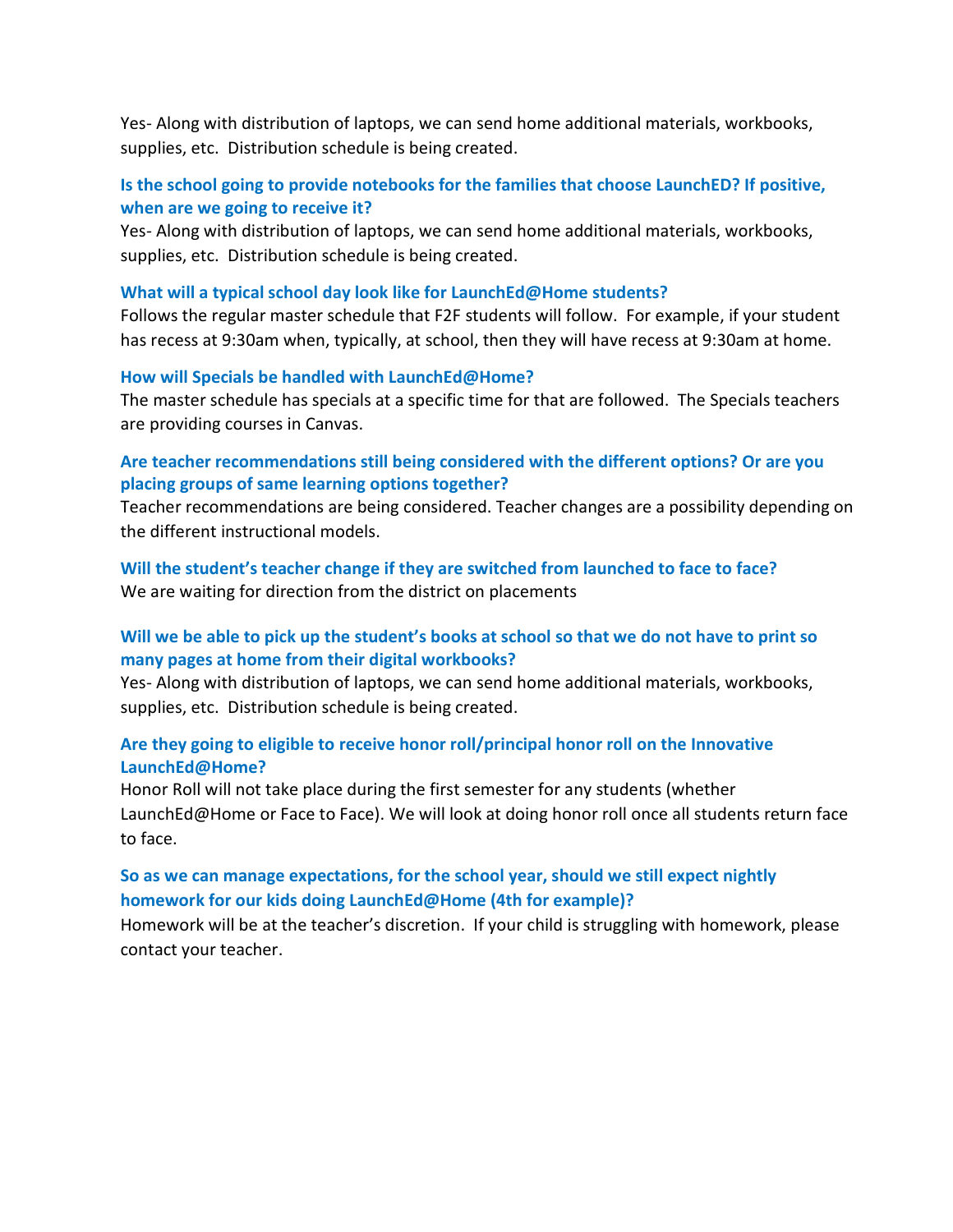Yes- Along with distribution of laptops, we can send home additional materials, workbooks, supplies, etc. Distribution schedule is being created.

### Is the school going to provide notebooks for the families that choose LaunchED? If positive, when are we going to receive it?

Yes- Along with distribution of laptops, we can send home additional materials, workbooks, supplies, etc. Distribution schedule is being created.

### What will a typical school day look like for LaunchEd@Home students?

Follows the regular master schedule that F2F students will follow. For example, if your student has recess at 9:30am when, typically, at school, then they will have recess at 9:30am at home.

### How will Specials be handled with LaunchEd@Home?

The master schedule has specials at a specific time for that are followed. The Specials teachers are providing courses in Canvas.

### Are teacher recommendations still being considered with the different options? Or are you placing groups of same learning options together?

Teacher recommendations are being considered. Teacher changes are a possibility depending on the different instructional models.

### Will the student's teacher change if they are switched from launched to face to face?

We are waiting for direction from the district on placements

### Will we be able to pick up the student's books at school so that we do not have to print so many pages at home from their digital workbooks?

Yes- Along with distribution of laptops, we can send home additional materials, workbooks, supplies, etc. Distribution schedule is being created.

### Are they going to eligible to receive honor roll/principal honor roll on the Innovative LaunchEd@Home?

Honor Roll will not take place during the first semester for any students (whether LaunchEd@Home or Face to Face). We will look at doing honor roll once all students return face to face.

### So as we can manage expectations, for the school year, should we still expect nightly homework for our kids doing LaunchEd@Home (4th for example)?

Homework will be at the teacher's discretion. If your child is struggling with homework, please contact your teacher.